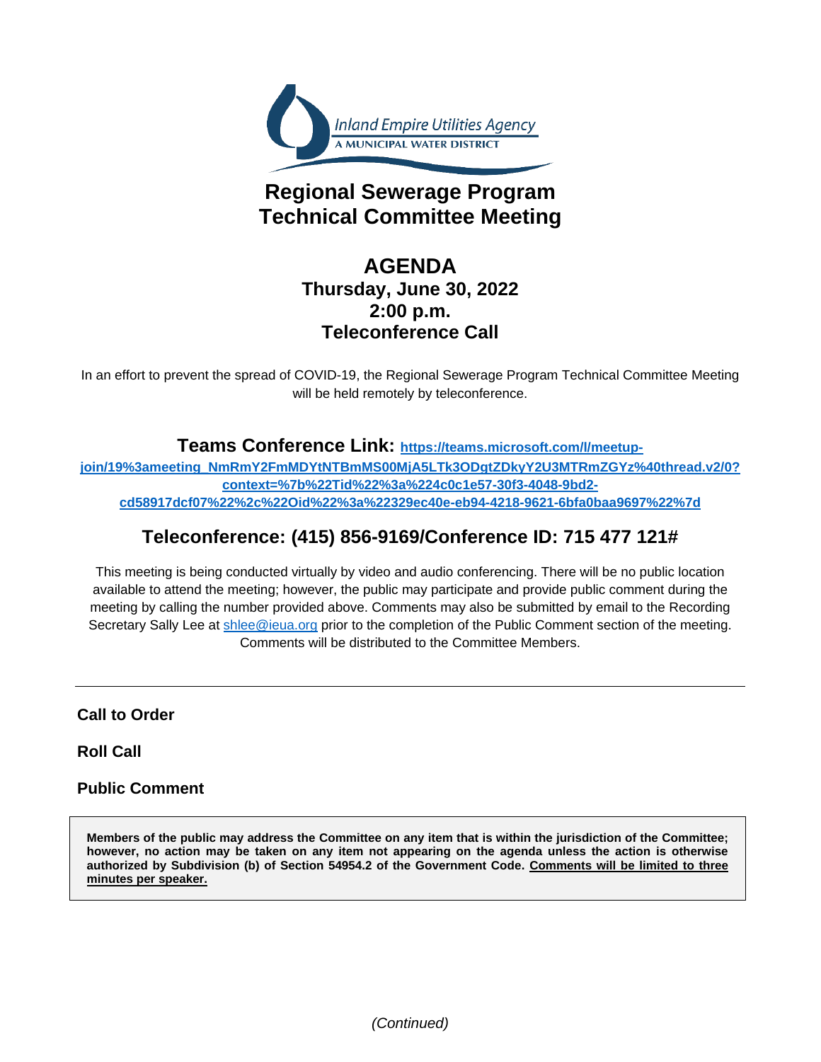Inland Empire Utilities Agency
A MUNICIPAL WATER DISTRICT

# Regional Sewerage Program Technical Committee Meeting

## AGENDA

**Thursday, June 30, 2022**
**2:00 p.m.**
**Teleconference Call**

In an effort to prevent the spread of COVID-19, the Regional Sewerage Program Technical Committee Meeting will be held remotely by teleconference.

**Teams Conference Link:** https://teams.microsoft.com/l/meetup-join/19%3ameeting_NmRmY2FmMDYtNTBmMS00MjA5LTk3ODgtZDkyY2U3MTRmZGYz%40thread.v2/0?context=%7b%22Tid%22%3a%224c0c1e57-30f3-4048-9bd2-cd58917dcf07%22%2c%22Oid%22%3a%22329ec40e-eb94-4218-9621-6bfa0baa9697%22%7d

### Teleconference: (415) 856-9169/Conference ID: 715 477 121#

This meeting is being conducted virtually by video and audio conferencing. There will be no public location available to attend the meeting; however, the public may participate and provide public comment during the meeting by calling the number provided above. Comments may also be submitted by email to the Recording Secretary Sally Lee at shlee@ieua.org prior to the completion of the Public Comment section of the meeting. Comments will be distributed to the Committee Members.

---

**Call to Order**

**Roll Call**

**Public Comment**

> **Members of the public may address the Committee on any item that is within the jurisdiction of the Committee; however, no action may be taken on any item not appearing on the agenda unless the action is otherwise authorized by Subdivision (b) of Section 54954.2 of the Government Code. Comments will be limited to three minutes per speaker.**

*(Continued)*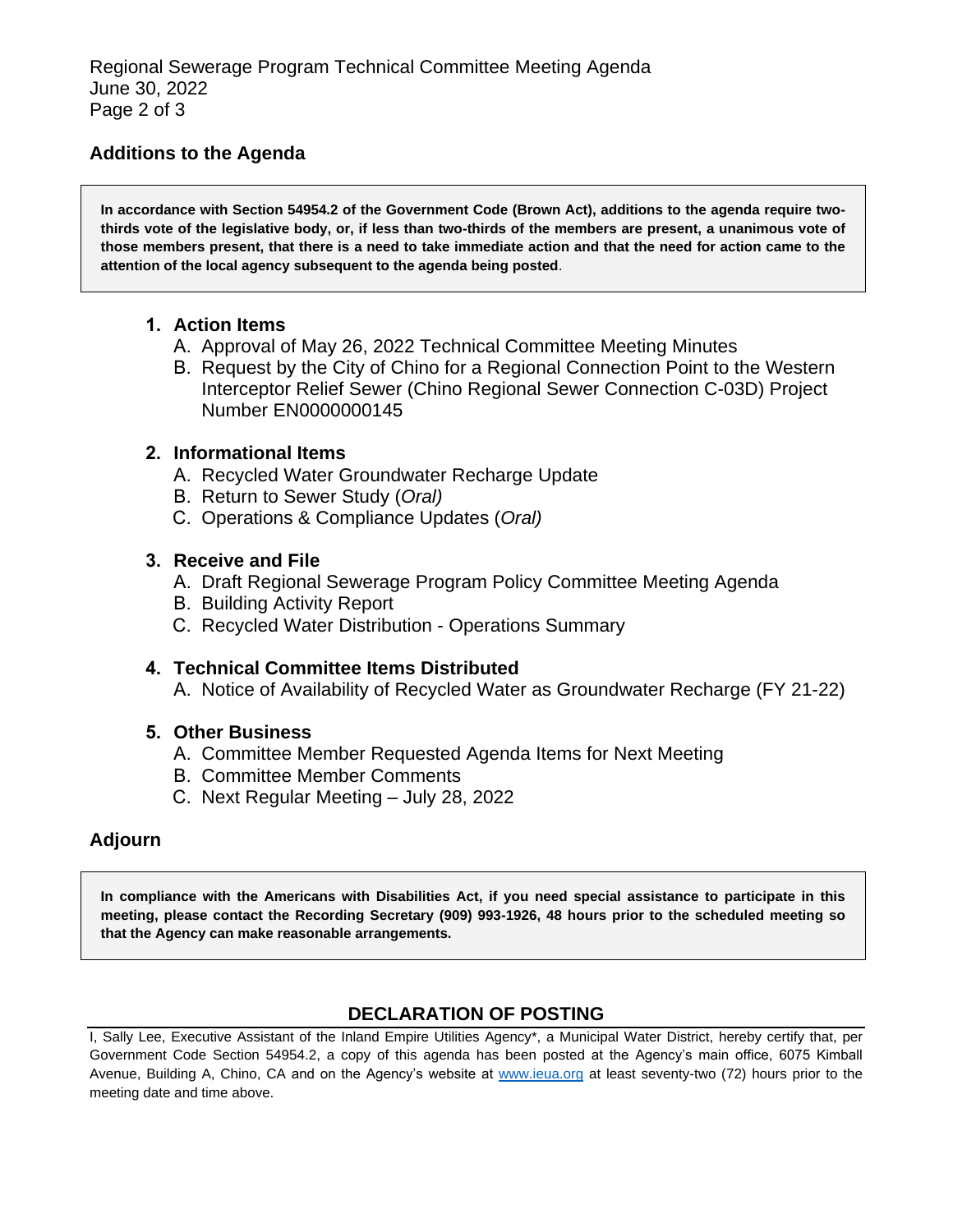## Additions to the Agenda

**In accordance with Section 54954.2 of the Government Code (Brown Act), additions to the agenda require two-thirds vote of the legislative body, or, if less than two-thirds of the members are present, a unanimous vote of those members present, that there is a need to take immediate action and that the need for action came to the attention of the local agency subsequent to the agenda being posted**.

1. **Action Items**
   A. Approval of May 26, 2022 Technical Committee Meeting Minutes
   B. Request by the City of Chino for a Regional Connection Point to the Western Interceptor Relief Sewer (Chino Regional Sewer Connection C-03D) Project Number EN0000000145

2. **Informational Items**
   A. Recycled Water Groundwater Recharge Update
   B. Return to Sewer Study (*Oral)*
   C. Operations & Compliance Updates (*Oral)*

3. **Receive and File**
   A. Draft Regional Sewerage Program Policy Committee Meeting Agenda
   B. Building Activity Report
   C. Recycled Water Distribution - Operations Summary

4. **Technical Committee Items Distributed**
   A. Notice of Availability of Recycled Water as Groundwater Recharge (FY 21-22)

5. **Other Business**
   A. Committee Member Requested Agenda Items for Next Meeting
   B. Committee Member Comments
   C. Next Regular Meeting – July 28, 2022

## Adjourn

**In compliance with the Americans with Disabilities Act, if you need special assistance to participate in this meeting, please contact the Recording Secretary (909) 993-1926, 48 hours prior to the scheduled meeting so that the Agency can make reasonable arrangements.**

### DECLARATION OF POSTING

I, Sally Lee, Executive Assistant of the Inland Empire Utilities Agency*, a Municipal Water District, hereby certify that, per Government Code Section 54954.2, a copy of this agenda has been posted at the Agency's main office, 6075 Kimball Avenue, Building A, Chino, CA and on the Agency's website at www.ieua.org at least seventy-two (72) hours prior to the meeting date and time above.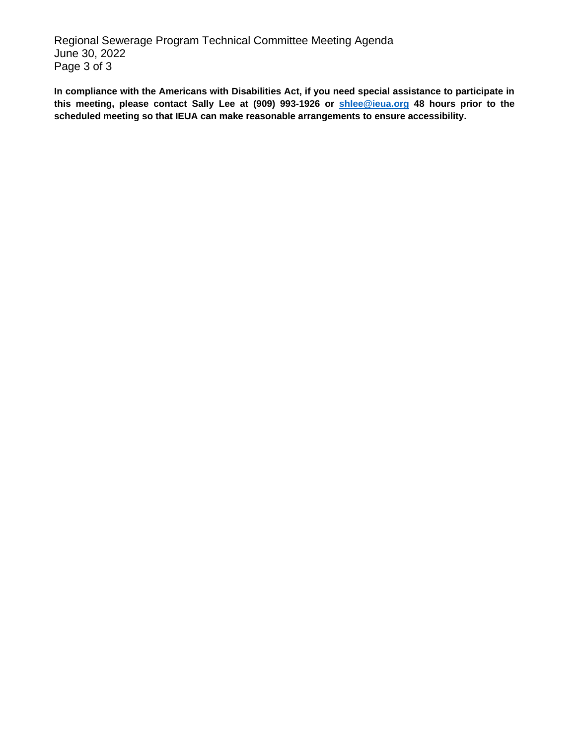**In compliance with the Americans with Disabilities Act, if you need special assistance to participate in this meeting, please contact Sally Lee at (909) 993-1926 or [shlee@ieua.org](mailto:shlee@ieua.org) 48 hours prior to the scheduled meeting so that IEUA can make reasonable arrangements to ensure accessibility.**